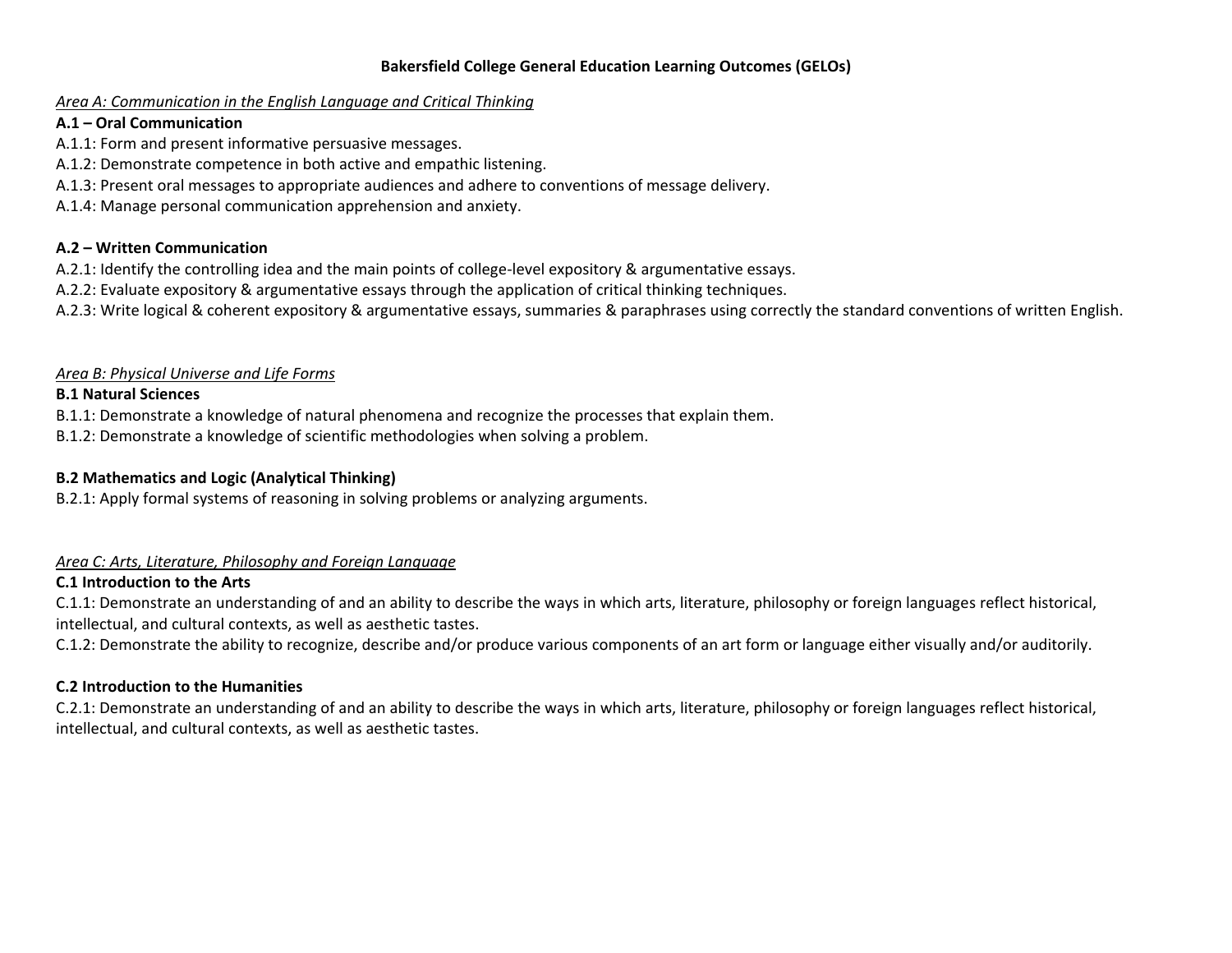# Bakersfield College General Education Learning Outcomes (GELOs)

*Area A: Communication in the English Language and Critical Thinking*

**A.1 – Oral Communication**

A.1.1: Form and present informative persuasive messages.
A.1.2: Demonstrate competence in both active and empathic listening.
A.1.3: Present oral messages to appropriate audiences and adhere to conventions of message delivery.
A.1.4: Manage personal communication apprehension and anxiety.

**A.2 – Written Communication**

A.2.1: Identify the controlling idea and the main points of college-level expository & argumentative essays.
A.2.2: Evaluate expository & argumentative essays through the application of critical thinking techniques.
A.2.3: Write logical & coherent expository & argumentative essays, summaries & paraphrases using correctly the standard conventions of written English.

*Area B: Physical Universe and Life Forms*

**B.1 Natural Sciences**

B.1.1: Demonstrate a knowledge of natural phenomena and recognize the processes that explain them.
B.1.2: Demonstrate a knowledge of scientific methodologies when solving a problem.

**B.2 Mathematics and Logic (Analytical Thinking)**

B.2.1: Apply formal systems of reasoning in solving problems or analyzing arguments.

*Area C: Arts, Literature, Philosophy and Foreign Language*

**C.1 Introduction to the Arts**

C.1.1: Demonstrate an understanding of and an ability to describe the ways in which arts, literature, philosophy or foreign languages reflect historical, intellectual, and cultural contexts, as well as aesthetic tastes.
C.1.2: Demonstrate the ability to recognize, describe and/or produce various components of an art form or language either visually and/or auditorily.

**C.2 Introduction to the Humanities**

C.2.1: Demonstrate an understanding of and an ability to describe the ways in which arts, literature, philosophy or foreign languages reflect historical, intellectual, and cultural contexts, as well as aesthetic tastes.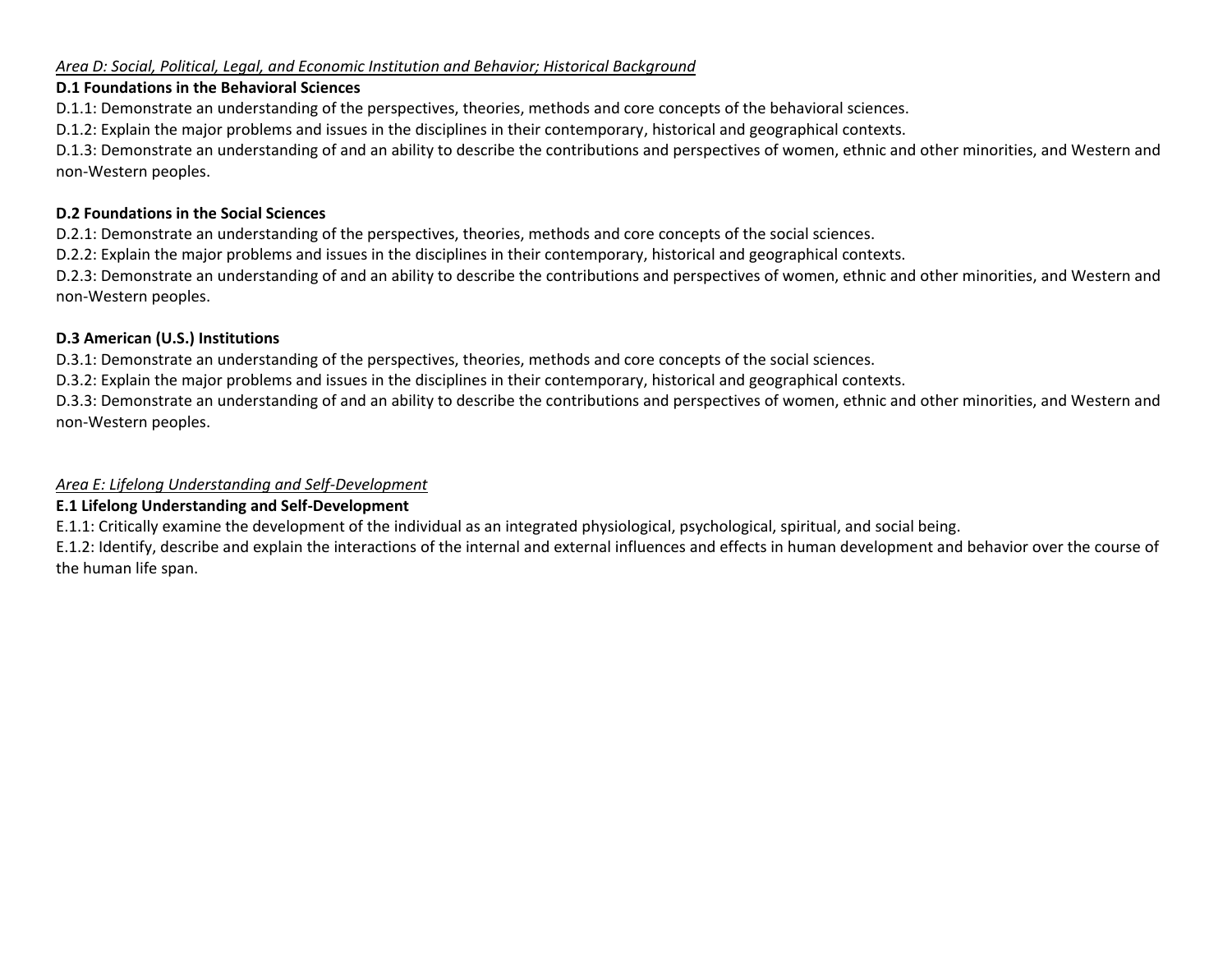*<u>Area D: Social, Political, Legal, and Economic Institution and Behavior; Historical Background</u>*

**D.1 Foundations in the Behavioral Sciences**

D.1.1: Demonstrate an understanding of the perspectives, theories, methods and core concepts of the behavioral sciences.

D.1.2: Explain the major problems and issues in the disciplines in their contemporary, historical and geographical contexts.

D.1.3: Demonstrate an understanding of and an ability to describe the contributions and perspectives of women, ethnic and other minorities, and Western and non-Western peoples.

**D.2 Foundations in the Social Sciences**

D.2.1: Demonstrate an understanding of the perspectives, theories, methods and core concepts of the social sciences.

D.2.2: Explain the major problems and issues in the disciplines in their contemporary, historical and geographical contexts.

D.2.3: Demonstrate an understanding of and an ability to describe the contributions and perspectives of women, ethnic and other minorities, and Western and non-Western peoples.

**D.3 American (U.S.) Institutions**

D.3.1: Demonstrate an understanding of the perspectives, theories, methods and core concepts of the social sciences.

D.3.2: Explain the major problems and issues in the disciplines in their contemporary, historical and geographical contexts.

D.3.3: Demonstrate an understanding of and an ability to describe the contributions and perspectives of women, ethnic and other minorities, and Western and non-Western peoples.

*<u>Area E: Lifelong Understanding and Self-Development</u>*

**E.1 Lifelong Understanding and Self-Development**

E.1.1: Critically examine the development of the individual as an integrated physiological, psychological, spiritual, and social being.

E.1.2: Identify, describe and explain the interactions of the internal and external influences and effects in human development and behavior over the course of the human life span.